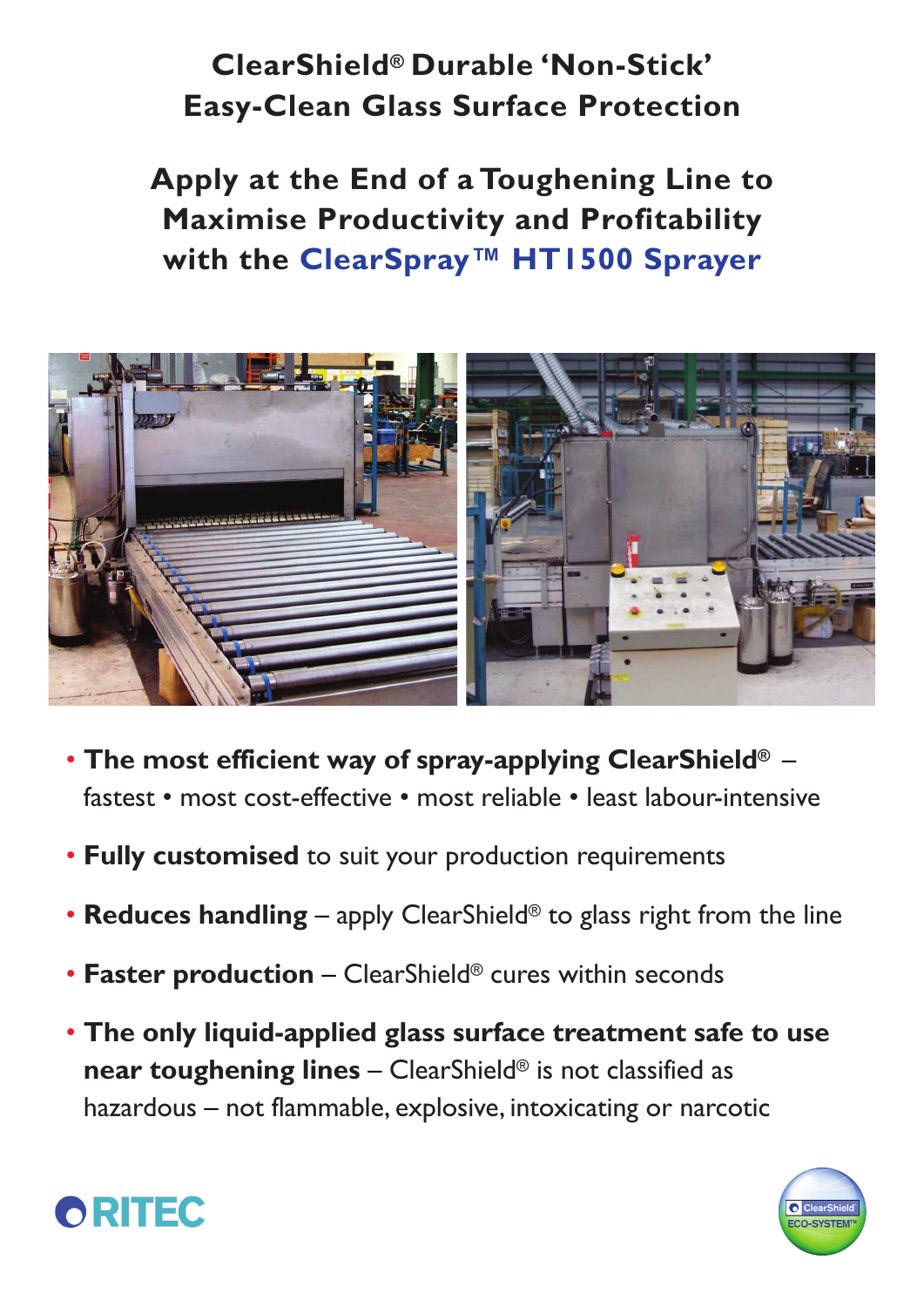# ClearShield® Durable 'Non-Stick' Easy-Clean Glass Surface Protection

## Apply at the End of a Toughening Line to Maximise Productivity and Profitability with the ClearSpray™ HT1500 Sprayer

- **The most efficient way of spray-applying ClearShield®** – fastest • most cost-effective • most reliable • least labour-intensive
- **Fully customised** to suit your production requirements
- **Reduces handling** – apply ClearShield® to glass right from the line
- **Faster production** – ClearShield® cures within seconds
- **The only liquid-applied glass surface treatment safe to use near toughening lines** – ClearShield® is not classified as hazardous – not flammable, explosive, intoxicating or narcotic

RITEC

ClearShield ECO-SYSTEM™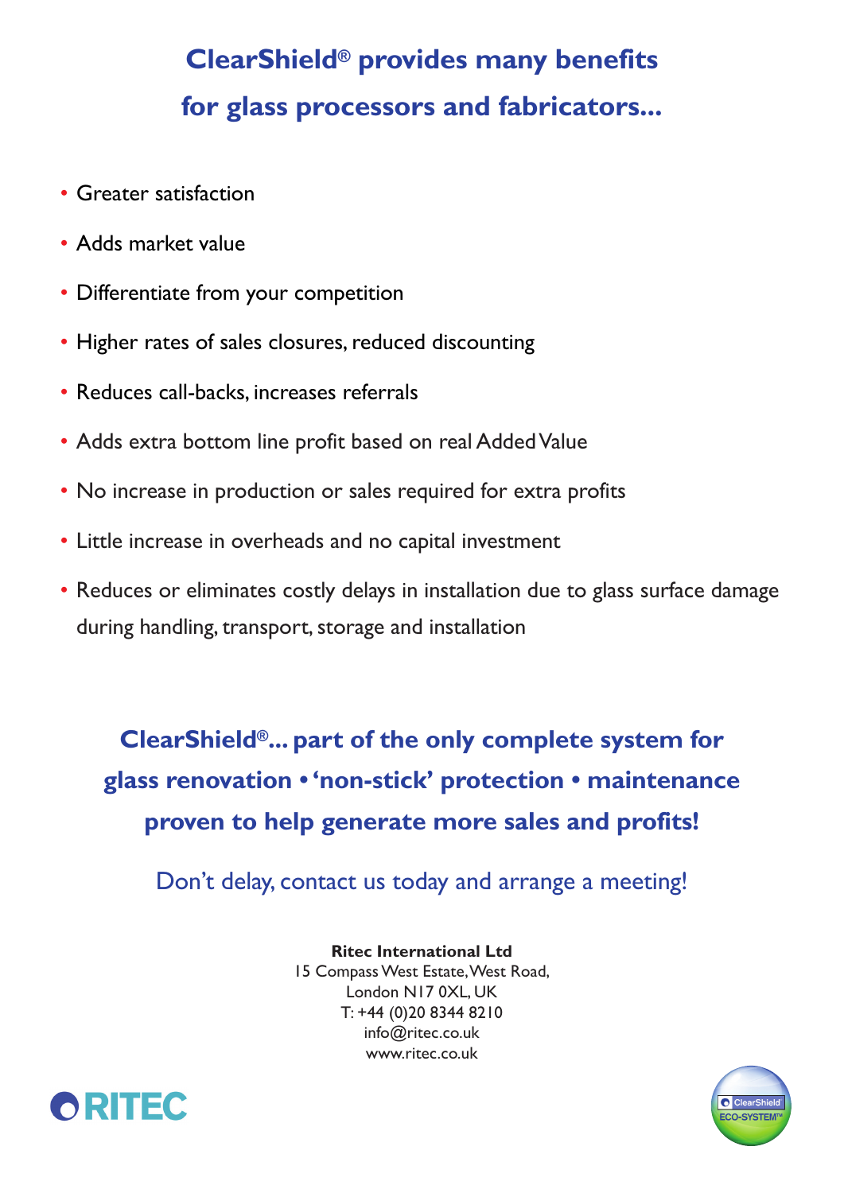## ClearShield® provides many benefits for glass processors and fabricators...

- Greater satisfaction
- Adds market value
- Differentiate from your competition
- Higher rates of sales closures, reduced discounting
- Reduces call-backs, increases referrals
- Adds extra bottom line profit based on real Added Value
- No increase in production or sales required for extra profits
- Little increase in overheads and no capital investment
- Reduces or eliminates costly delays in installation due to glass surface damage during handling, transport, storage and installation

**ClearShield®... part of the only complete system for glass renovation • 'non-stick' protection • maintenance proven to help generate more sales and profits!**

Don't delay, contact us today and arrange a meeting!

**Ritec International Ltd**
15 Compass West Estate, West Road,
London N17 0XL, UK
T: +44 (0)20 8344 8210
info@ritec.co.uk
www.ritec.co.uk

RITEC

ClearShield ECO-SYSTEM™